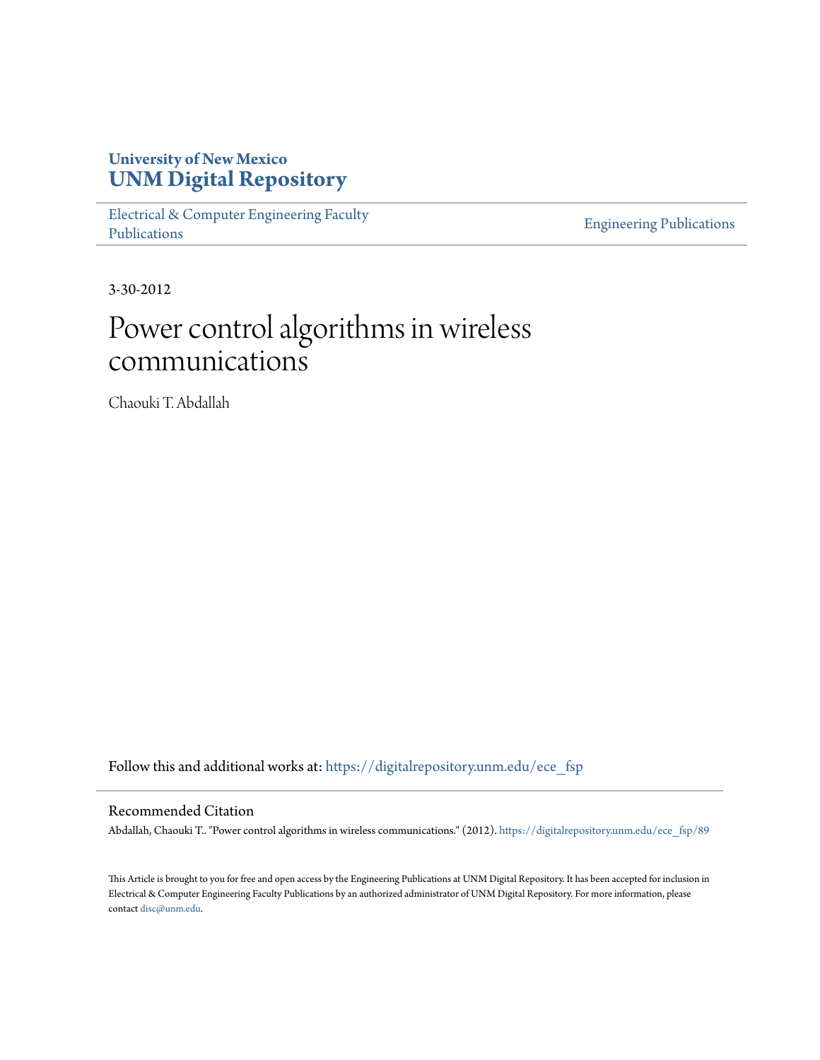University of New Mexico
**UNM Digital Repository**

Electrical & Computer Engineering Faculty Publications

Engineering Publications

3-30-2012

# Power control algorithms in wireless communications

Chaouki T. Abdallah

Follow this and additional works at: https://digitalrepository.unm.edu/ece_fsp

## Recommended Citation

Abdallah, Chaouki T.. "Power control algorithms in wireless communications." (2012). https://digitalrepository.unm.edu/ece_fsp/89

This Article is brought to you for free and open access by the Engineering Publications at UNM Digital Repository. It has been accepted for inclusion in Electrical & Computer Engineering Faculty Publications by an authorized administrator of UNM Digital Repository. For more information, please contact disc@unm.edu.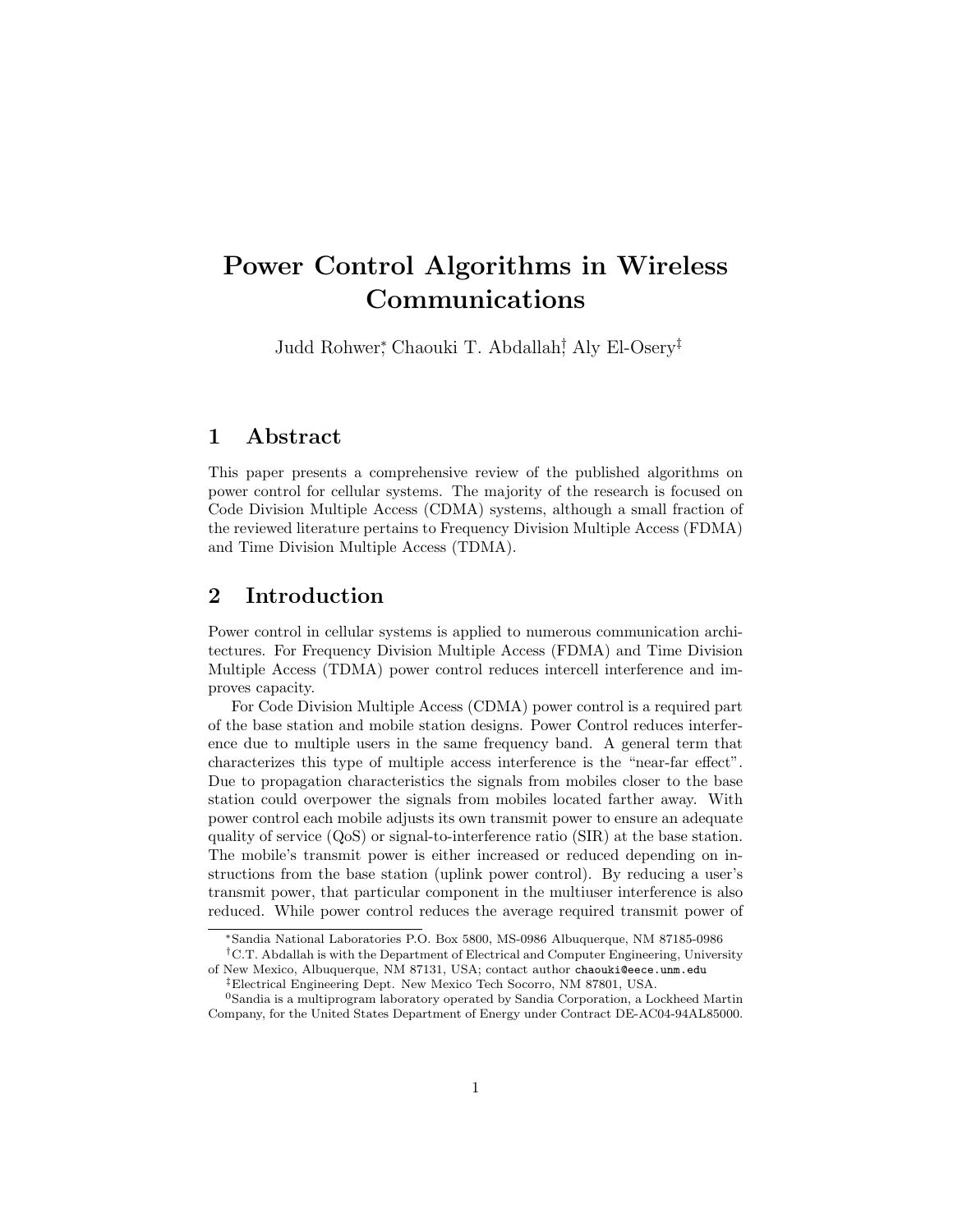# Power Control Algorithms in Wireless Communications

Judd Rohwer[*], Chaouki T. Abdallah[†], Aly El-Osery[‡]

## 1 Abstract

This paper presents a comprehensive review of the published algorithms on power control for cellular systems. The majority of the research is focused on Code Division Multiple Access (CDMA) systems, although a small fraction of the reviewed literature pertains to Frequency Division Multiple Access (FDMA) and Time Division Multiple Access (TDMA).

## 2 Introduction

Power control in cellular systems is applied to numerous communication architectures. For Frequency Division Multiple Access (FDMA) and Time Division Multiple Access (TDMA) power control reduces intercell interference and improves capacity.

For Code Division Multiple Access (CDMA) power control is a required part of the base station and mobile station designs. Power Control reduces interference due to multiple users in the same frequency band. A general term that characterizes this type of multiple access interference is the "near-far effect". Due to propagation characteristics the signals from mobiles closer to the base station could overpower the signals from mobiles located farther away. With power control each mobile adjusts its own transmit power to ensure an adequate quality of service (QoS) or signal-to-interference ratio (SIR) at the base station. The mobile's transmit power is either increased or reduced depending on instructions from the base station (uplink power control). By reducing a user's transmit power, that particular component in the multiuser interference is also reduced. While power control reduces the average required transmit power of

---

[*] Sandia National Laboratories P.O. Box 5800, MS-0986 Albuquerque, NM 87185-0986

[†] C.T. Abdallah is with the Department of Electrical and Computer Engineering, University of New Mexico, Albuquerque, NM 87131, USA; contact author chaouki@eece.unm.edu

[‡] Electrical Engineering Dept. New Mexico Tech Socorro, NM 87801, USA.

[0] Sandia is a multiprogram laboratory operated by Sandia Corporation, a Lockheed Martin Company, for the United States Department of Energy under Contract DE-AC04-94AL85000.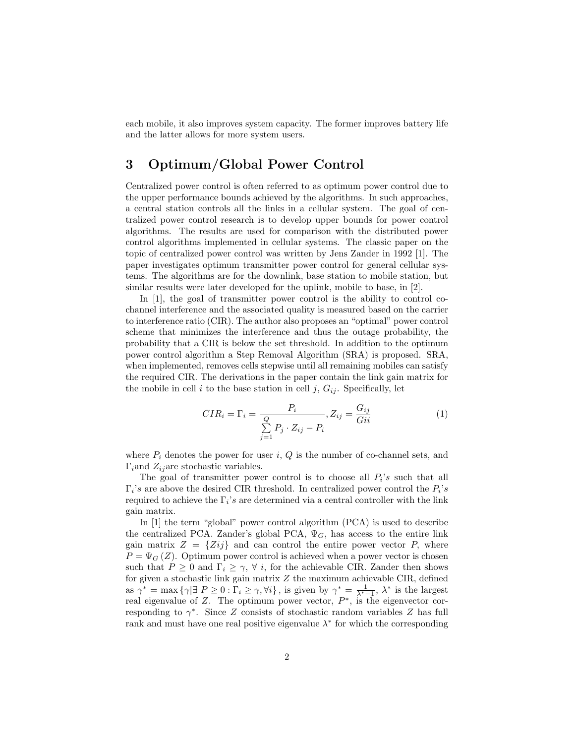each mobile, it also improves system capacity. The former improves battery life and the latter allows for more system users.

## 3 Optimum/Global Power Control

Centralized power control is often referred to as optimum power control due to the upper performance bounds achieved by the algorithms. In such approaches, a central station controls all the links in a cellular system. The goal of centralized power control research is to develop upper bounds for power control algorithms. The results are used for comparison with the distributed power control algorithms implemented in cellular systems. The classic paper on the topic of centralized power control was written by Jens Zander in 1992 [1]. The paper investigates optimum transmitter power control for general cellular systems. The algorithms are for the downlink, base station to mobile station, but similar results were later developed for the uplink, mobile to base, in [2].

In [1], the goal of transmitter power control is the ability to control co-channel interference and the associated quality is measured based on the carrier to interference ratio (CIR). The author also proposes an "optimal" power control scheme that minimizes the interference and thus the outage probability, the probability that a CIR is below the set threshold. In addition to the optimum power control algorithm a Step Removal Algorithm (SRA) is proposed. SRA, when implemented, removes cells stepwise until all remaining mobiles can satisfy the required CIR. The derivations in the paper contain the link gain matrix for the mobile in cell $i$ to the base station in cell $j$, $G_{ij}$. Specifically, let

$$CIR_i = \Gamma_i = \frac{P_i}{\sum\limits_{j=1}^{Q} P_j \cdot Z_{ij} - P_i}, Z_{ij} = \frac{G_{ij}}{Gii} \tag{1}$$

where $P_i$ denotes the power for user $i$, $Q$ is the number of co-channel sets, and $\Gamma_i$and $Z_{ij}$are stochastic variables.

The goal of transmitter power control is to choose all $P_i$'$s$ such that all $\Gamma_i$'$s$ are above the desired CIR threshold. In centralized power control the $P_i$'$s$ required to achieve the $\Gamma_i$'$s$ are determined via a central controller with the link gain matrix.

In [1] the term "global" power control algorithm (PCA) is used to describe the centralized PCA. Zander's global PCA, $\Psi_G$, has access to the entire link gain matrix $Z = \{Zij\}$ and can control the entire power vector $P$, where $P = \Psi_G(Z)$. Optimum power control is achieved when a power vector is chosen such that $P \geq 0$ and $\Gamma_i \geq \gamma$, $\forall$ $i$, for the achievable CIR. Zander then shows for given a stochastic link gain matrix $Z$ the maximum achievable CIR, defined as $\gamma^* = \max\{\gamma | \exists\ P \geq 0 : \Gamma_i \geq \gamma, \forall i\}$, is given by $\gamma^* = \frac{1}{\lambda^*-1}$, $\lambda^*$ is the largest real eigenvalue of $Z$. The optimum power vector, $P^*$, is the eigenvector corresponding to $\gamma^*$. Since $Z$ consists of stochastic random variables $Z$ has full rank and must have one real positive eigenvalue $\lambda^*$ for which the corresponding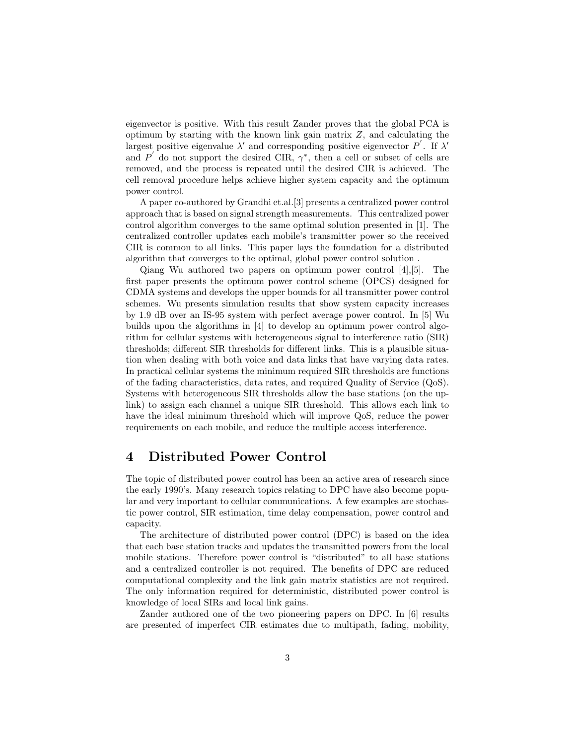eigenvector is positive. With this result Zander proves that the global PCA is optimum by starting with the known link gain matrix $Z$, and calculating the largest positive eigenvalue $\lambda'$ and corresponding positive eigenvector $P^{'}$. If $\lambda'$ and $P^{'}$ do not support the desired CIR, $\gamma^{*}$, then a cell or subset of cells are removed, and the process is repeated until the desired CIR is achieved. The cell removal procedure helps achieve higher system capacity and the optimum power control.

A paper co-authored by Grandhi et.al.[3] presents a centralized power control approach that is based on signal strength measurements. This centralized power control algorithm converges to the same optimal solution presented in [1]. The centralized controller updates each mobile's transmitter power so the received CIR is common to all links. This paper lays the foundation for a distributed algorithm that converges to the optimal, global power control solution .

Qiang Wu authored two papers on optimum power control [4],[5]. The first paper presents the optimum power control scheme (OPCS) designed for CDMA systems and develops the upper bounds for all transmitter power control schemes. Wu presents simulation results that show system capacity increases by 1.9 dB over an IS-95 system with perfect average power control. In [5] Wu builds upon the algorithms in [4] to develop an optimum power control algorithm for cellular systems with heterogeneous signal to interference ratio (SIR) thresholds; different SIR thresholds for different links. This is a plausible situation when dealing with both voice and data links that have varying data rates. In practical cellular systems the minimum required SIR thresholds are functions of the fading characteristics, data rates, and required Quality of Service (QoS). Systems with heterogeneous SIR thresholds allow the base stations (on the uplink) to assign each channel a unique SIR threshold. This allows each link to have the ideal minimum threshold which will improve QoS, reduce the power requirements on each mobile, and reduce the multiple access interference.

# 4 Distributed Power Control

The topic of distributed power control has been an active area of research since the early 1990's. Many research topics relating to DPC have also become popular and very important to cellular communications. A few examples are stochastic power control, SIR estimation, time delay compensation, power control and capacity.

The architecture of distributed power control (DPC) is based on the idea that each base station tracks and updates the transmitted powers from the local mobile stations. Therefore power control is "distributed" to all base stations and a centralized controller is not required. The benefits of DPC are reduced computational complexity and the link gain matrix statistics are not required. The only information required for deterministic, distributed power control is knowledge of local SIRs and local link gains.

Zander authored one of the two pioneering papers on DPC. In [6] results are presented of imperfect CIR estimates due to multipath, fading, mobility,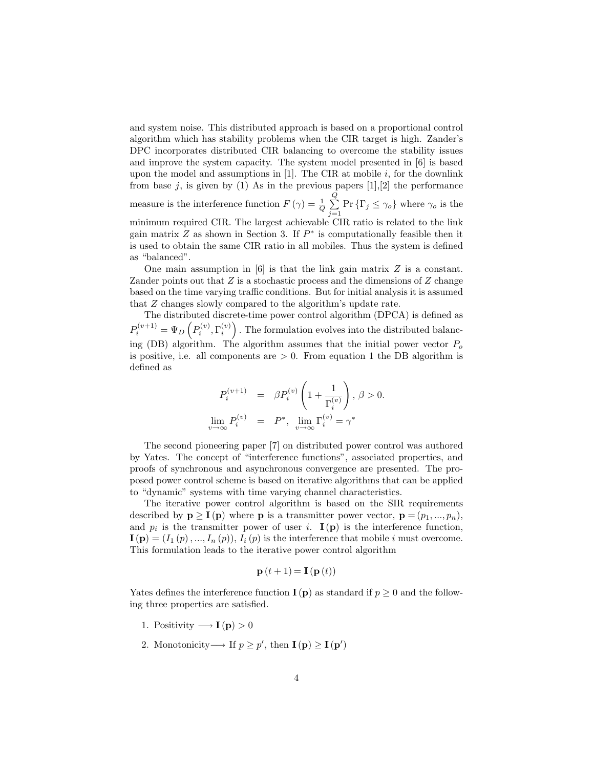and system noise. This distributed approach is based on a proportional control algorithm which has stability problems when the CIR target is high. Zander's DPC incorporates distributed CIR balancing to overcome the stability issues and improve the system capacity. The system model presented in [6] is based upon the model and assumptions in [1]. The CIR at mobile $i$, for the downlink from base $j$, is given by (1) As in the previous papers [1],[2] the performance measure is the interference function $F(\gamma) = \frac{1}{Q}\sum_{j=1}^{Q} \Pr\{\Gamma_j \leq \gamma_o\}$ where $\gamma_o$ is the minimum required CIR. The largest achievable CIR ratio is related to the link gain matrix $Z$ as shown in Section 3. If $P^*$ is computationally feasible then it is used to obtain the same CIR ratio in all mobiles. Thus the system is defined as "balanced".

One main assumption in [6] is that the link gain matrix $Z$ is a constant. Zander points out that $Z$ is a stochastic process and the dimensions of $Z$ change based on the time varying traffic conditions. But for initial analysis it is assumed that $Z$ changes slowly compared to the algorithm's update rate.

The distributed discrete-time power control algorithm (DPCA) is defined as $P_i^{(v+1)} = \Psi_D\left(P_i^{(v)}, \Gamma_i^{(v)}\right)$. The formulation evolves into the distributed balancing (DB) algorithm. The algorithm assumes that the initial power vector $P_o$ is positive, i.e. all components are $> 0$. From equation 1 the DB algorithm is defined as

$$
\begin{aligned}
P_i^{(v+1)} &= \beta P_i^{(v)}\left(1 + \frac{1}{\Gamma_i^{(v)}}\right), \ \beta > 0. \\
\lim_{v\to\infty} P_i^{(v)} &= P^*, \ \lim_{v\to\infty} \Gamma_i^{(v)} = \gamma^*
\end{aligned}
$$

The second pioneering paper [7] on distributed power control was authored by Yates. The concept of "interference functions", associated properties, and proofs of synchronous and asynchronous convergence are presented. The proposed power control scheme is based on iterative algorithms that can be applied to "dynamic" systems with time varying channel characteristics.

The iterative power control algorithm is based on the SIR requirements described by $\mathbf{p} \geq \mathbf{I}(\mathbf{p})$ where $\mathbf{p}$ is a transmitter power vector, $\mathbf{p} = (p_1, ..., p_n)$, and $p_i$ is the transmitter power of user $i$. $\mathbf{I}(\mathbf{p})$ is the interference function, $\mathbf{I}(\mathbf{p}) = (I_1(p), ..., I_n(p))$, $I_i(p)$ is the interference that mobile $i$ must overcome. This formulation leads to the iterative power control algorithm

$$
\mathbf{p}(t+1) = \mathbf{I}(\mathbf{p}(t))
$$

Yates defines the interference function $\mathbf{I}(\mathbf{p})$ as standard if $p \geq 0$ and the following three properties are satisfied.

1. Positivity $\longrightarrow \mathbf{I}(\mathbf{p}) > 0$
2. Monotonicity$\longrightarrow$ If $p \geq p'$, then $\mathbf{I}(\mathbf{p}) \geq \mathbf{I}(\mathbf{p}')$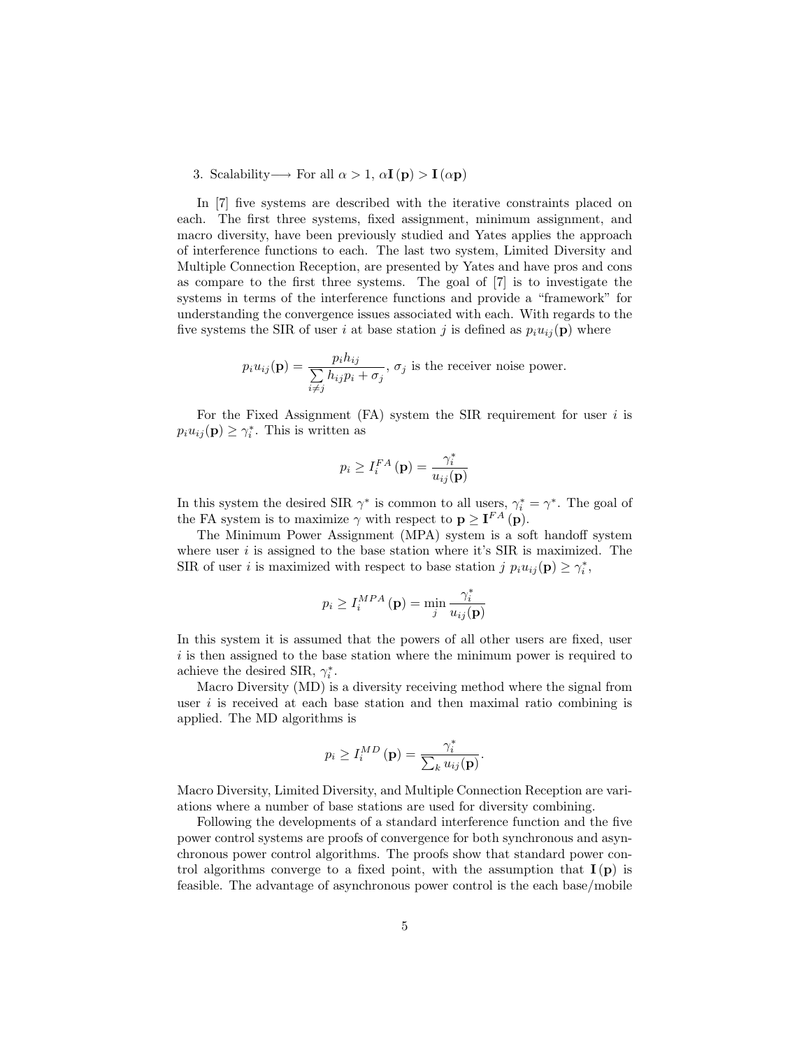3. Scalability⟶ For all $\alpha > 1$, $\alpha \mathbf{I}(\mathbf{p}) > \mathbf{I}(\alpha \mathbf{p})$

In [7] five systems are described with the iterative constraints placed on each. The first three systems, fixed assignment, minimum assignment, and macro diversity, have been previously studied and Yates applies the approach of interference functions to each. The last two system, Limited Diversity and Multiple Connection Reception, are presented by Yates and have pros and cons as compare to the first three systems. The goal of [7] is to investigate the systems in terms of the interference functions and provide a "framework" for understanding the convergence issues associated with each. With regards to the five systems the SIR of user $i$ at base station $j$ is defined as $p_i u_{ij}(\mathbf{p})$ where

$$p_i u_{ij}(\mathbf{p}) = \frac{p_i h_{ij}}{\sum\limits_{i \neq j} h_{ij} p_i + \sigma_j},\ \sigma_j \text{ is the receiver noise power.}$$

For the Fixed Assignment (FA) system the SIR requirement for user $i$ is $p_i u_{ij}(\mathbf{p}) \geq \gamma_i^*$. This is written as

$$p_i \geq I_i^{FA}(\mathbf{p}) = \frac{\gamma_i^*}{u_{ij}(\mathbf{p})}$$

In this system the desired SIR $\gamma^*$ is common to all users, $\gamma_i^* = \gamma^*$. The goal of the FA system is to maximize $\gamma$ with respect to $\mathbf{p} \geq \mathbf{I}^{FA}(\mathbf{p})$.

The Minimum Power Assignment (MPA) system is a soft handoff system where user $i$ is assigned to the base station where it's SIR is maximized. The SIR of user $i$ is maximized with respect to base station $j$ $p_i u_{ij}(\mathbf{p}) \geq \gamma_i^*$,

$$p_i \geq I_i^{MPA}(\mathbf{p}) = \min_j \frac{\gamma_i^*}{u_{ij}(\mathbf{p})}$$

In this system it is assumed that the powers of all other users are fixed, user $i$ is then assigned to the base station where the minimum power is required to achieve the desired SIR, $\gamma_i^*$.

Macro Diversity (MD) is a diversity receiving method where the signal from user $i$ is received at each base station and then maximal ratio combining is applied. The MD algorithms is

$$p_i \geq I_i^{MD}(\mathbf{p}) = \frac{\gamma_i^*}{\sum_k u_{ij}(\mathbf{p})}.$$

Macro Diversity, Limited Diversity, and Multiple Connection Reception are variations where a number of base stations are used for diversity combining.

Following the developments of a standard interference function and the five power control systems are proofs of convergence for both synchronous and asynchronous power control algorithms. The proofs show that standard power control algorithms converge to a fixed point, with the assumption that $\mathbf{I}(\mathbf{p})$ is feasible. The advantage of asynchronous power control is the each base/mobile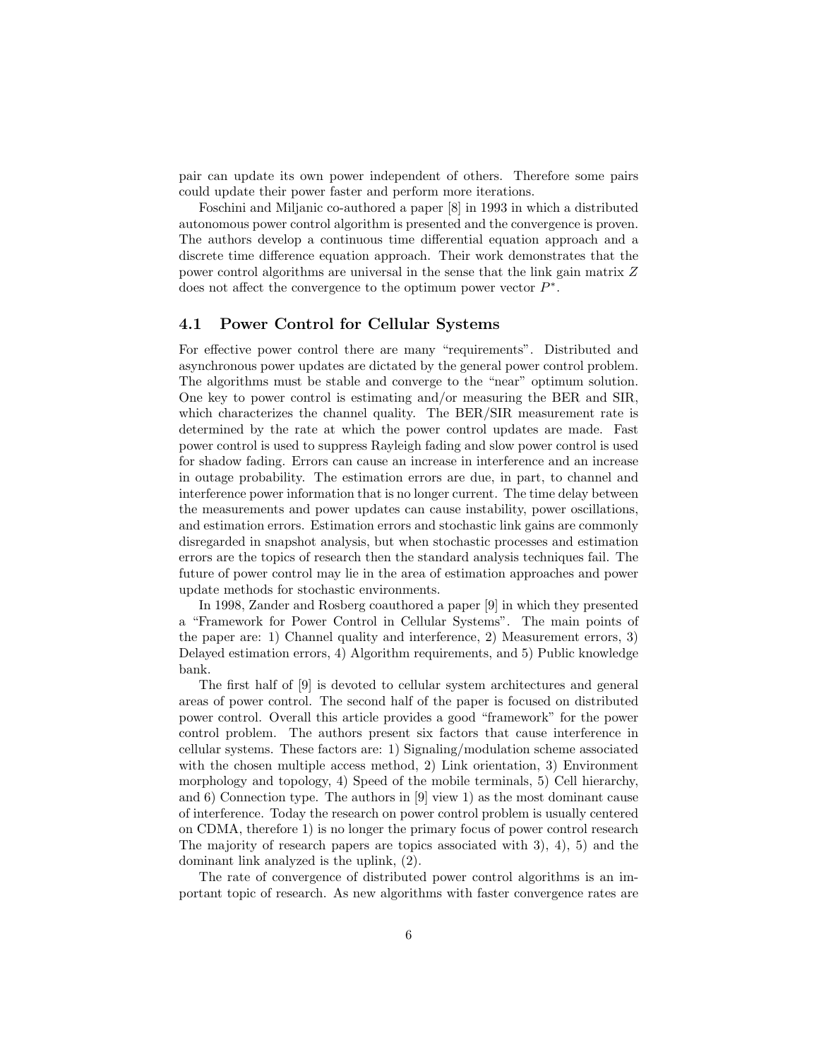pair can update its own power independent of others. Therefore some pairs could update their power faster and perform more iterations.

Foschini and Miljanic co-authored a paper [8] in 1993 in which a distributed autonomous power control algorithm is presented and the convergence is proven. The authors develop a continuous time differential equation approach and a discrete time difference equation approach. Their work demonstrates that the power control algorithms are universal in the sense that the link gain matrix $Z$ does not affect the convergence to the optimum power vector $P^*$.

### 4.1 Power Control for Cellular Systems

For effective power control there are many "requirements". Distributed and asynchronous power updates are dictated by the general power control problem. The algorithms must be stable and converge to the "near" optimum solution. One key to power control is estimating and/or measuring the BER and SIR, which characterizes the channel quality. The BER/SIR measurement rate is determined by the rate at which the power control updates are made. Fast power control is used to suppress Rayleigh fading and slow power control is used for shadow fading. Errors can cause an increase in interference and an increase in outage probability. The estimation errors are due, in part, to channel and interference power information that is no longer current. The time delay between the measurements and power updates can cause instability, power oscillations, and estimation errors. Estimation errors and stochastic link gains are commonly disregarded in snapshot analysis, but when stochastic processes and estimation errors are the topics of research then the standard analysis techniques fail. The future of power control may lie in the area of estimation approaches and power update methods for stochastic environments.

In 1998, Zander and Rosberg coauthored a paper [9] in which they presented a "Framework for Power Control in Cellular Systems". The main points of the paper are: 1) Channel quality and interference, 2) Measurement errors, 3) Delayed estimation errors, 4) Algorithm requirements, and 5) Public knowledge bank.

The first half of [9] is devoted to cellular system architectures and general areas of power control. The second half of the paper is focused on distributed power control. Overall this article provides a good "framework" for the power control problem. The authors present six factors that cause interference in cellular systems. These factors are: 1) Signaling/modulation scheme associated with the chosen multiple access method, 2) Link orientation, 3) Environment morphology and topology, 4) Speed of the mobile terminals, 5) Cell hierarchy, and 6) Connection type. The authors in [9] view 1) as the most dominant cause of interference. Today the research on power control problem is usually centered on CDMA, therefore 1) is no longer the primary focus of power control research The majority of research papers are topics associated with 3), 4), 5) and the dominant link analyzed is the uplink, (2).

The rate of convergence of distributed power control algorithms is an important topic of research. As new algorithms with faster convergence rates are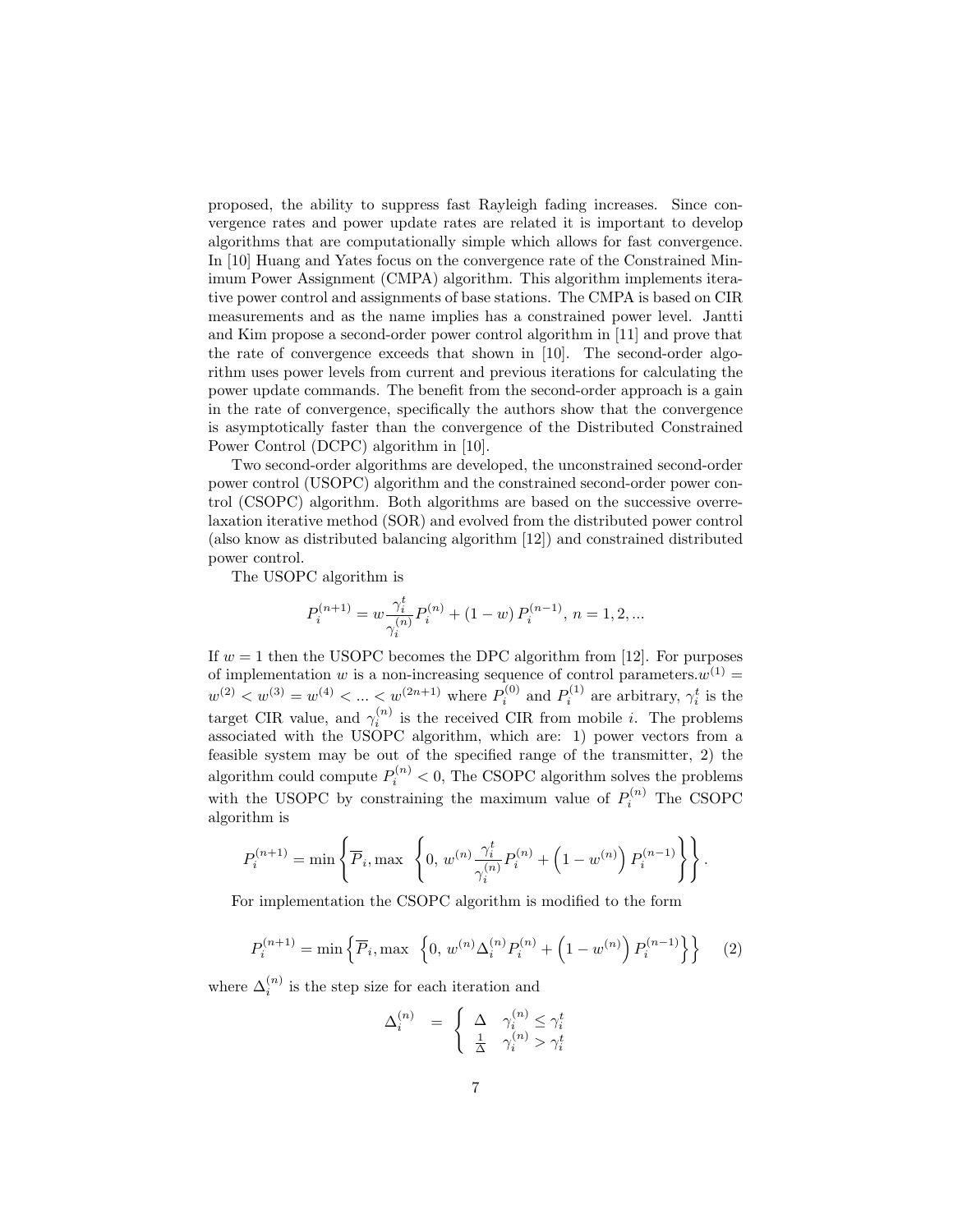proposed, the ability to suppress fast Rayleigh fading increases. Since convergence rates and power update rates are related it is important to develop algorithms that are computationally simple which allows for fast convergence. In [10] Huang and Yates focus on the convergence rate of the Constrained Minimum Power Assignment (CMPA) algorithm. This algorithm implements iterative power control and assignments of base stations. The CMPA is based on CIR measurements and as the name implies has a constrained power level. Jantti and Kim propose a second-order power control algorithm in [11] and prove that the rate of convergence exceeds that shown in [10]. The second-order algorithm uses power levels from current and previous iterations for calculating the power update commands. The benefit from the second-order approach is a gain in the rate of convergence, specifically the authors show that the convergence is asymptotically faster than the convergence of the Distributed Constrained Power Control (DCPC) algorithm in [10].

Two second-order algorithms are developed, the unconstrained second-order power control (USOPC) algorithm and the constrained second-order power control (CSOPC) algorithm. Both algorithms are based on the successive overrelaxation iterative method (SOR) and evolved from the distributed power control (also know as distributed balancing algorithm [12]) and constrained distributed power control.

The USOPC algorithm is

$$P_i^{(n+1)} = w\frac{\gamma_i^t}{\gamma_i^{(n)}}P_i^{(n)} + (1-w)\,P_i^{(n-1)},\ n = 1, 2, ...$$

If $w = 1$ then the USOPC becomes the DPC algorithm from [12]. For purposes of implementation $w$ is a non-increasing sequence of control parameters.$w^{(1)} = w^{(2)} < w^{(3)} = w^{(4)} < ... < w^{(2n+1)}$ where $P_i^{(0)}$ and $P_i^{(1)}$ are arbitrary, $\gamma_i^t$ is the target CIR value, and $\gamma_i^{(n)}$ is the received CIR from mobile $i$. The problems associated with the USOPC algorithm, which are: 1) power vectors from a feasible system may be out of the specified range of the transmitter, 2) the algorithm could compute $P_i^{(n)} < 0$, The CSOPC algorithm solves the problems with the USOPC by constraining the maximum value of $P_i^{(n)}$ The CSOPC algorithm is

$$P_i^{(n+1)} = \min\left\{\overline{P}_i, \max\ \left\{0,\ w^{(n)}\frac{\gamma_i^t}{\gamma_i^{(n)}}P_i^{(n)} + \left(1-w^{(n)}\right)P_i^{(n-1)}\right\}\right\}.$$

For implementation the CSOPC algorithm is modified to the form

$$P_i^{(n+1)} = \min\left\{\overline{P}_i, \max\ \left\{0,\ w^{(n)}\Delta_i^{(n)}P_i^{(n)} + \left(1-w^{(n)}\right)P_i^{(n-1)}\right\}\right\} \quad (2)$$

where $\Delta_i^{(n)}$ is the step size for each iteration and

$$\Delta_i^{(n)} \ = \ \begin{cases} \Delta & \gamma_i^{(n)} \leq \gamma_i^t \\ \frac{1}{\Delta} & \gamma_i^{(n)} > \gamma_i^t \end{cases}$$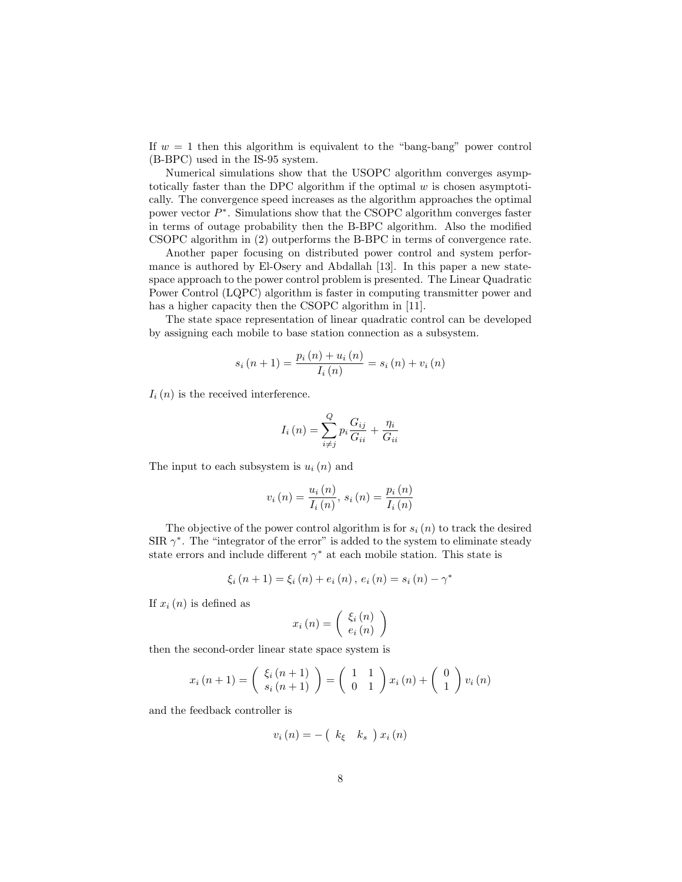If $w = 1$ then this algorithm is equivalent to the "bang-bang" power control (B-BPC) used in the IS-95 system.

Numerical simulations show that the USOPC algorithm converges asymptotically faster than the DPC algorithm if the optimal $w$ is chosen asymptotically. The convergence speed increases as the algorithm approaches the optimal power vector $P^*$. Simulations show that the CSOPC algorithm converges faster in terms of outage probability then the B-BPC algorithm. Also the modified CSOPC algorithm in (2) outperforms the B-BPC in terms of convergence rate.

Another paper focusing on distributed power control and system performance is authored by El-Osery and Abdallah [13]. In this paper a new state-space approach to the power control problem is presented. The Linear Quadratic Power Control (LQPC) algorithm is faster in computing transmitter power and has a higher capacity then the CSOPC algorithm in [11].

The state space representation of linear quadratic control can be developed by assigning each mobile to base station connection as a subsystem.

$$s_i(n+1) = \frac{p_i(n) + u_i(n)}{I_i(n)} = s_i(n) + v_i(n)$$

$I_i(n)$ is the received interference.

$$I_i(n) = \sum_{i \neq j}^{Q} p_i \frac{G_{ij}}{G_{ii}} + \frac{\eta_i}{G_{ii}}$$

The input to each subsystem is $u_i(n)$ and

$$v_i(n) = \frac{u_i(n)}{I_i(n)},\ s_i(n) = \frac{p_i(n)}{I_i(n)}$$

The objective of the power control algorithm is for $s_i(n)$ to track the desired SIR $\gamma^*$. The "integrator of the error" is added to the system to eliminate steady state errors and include different $\gamma^*$ at each mobile station. This state is

$$\xi_i(n+1) = \xi_i(n) + e_i(n),\ e_i(n) = s_i(n) - \gamma^*$$

If $x_i(n)$ is defined as

$$x_i(n) = \begin{pmatrix} \xi_i(n) \\ e_i(n) \end{pmatrix}$$

then the second-order linear state space system is

$$x_i(n+1) = \begin{pmatrix} \xi_i(n+1) \\ s_i(n+1) \end{pmatrix} = \begin{pmatrix} 1 & 1 \\ 0 & 1 \end{pmatrix} x_i(n) + \begin{pmatrix} 0 \\ 1 \end{pmatrix} v_i(n)$$

and the feedback controller is

$$v_i(n) = -\begin{pmatrix} k_\xi & k_s \end{pmatrix} x_i(n)$$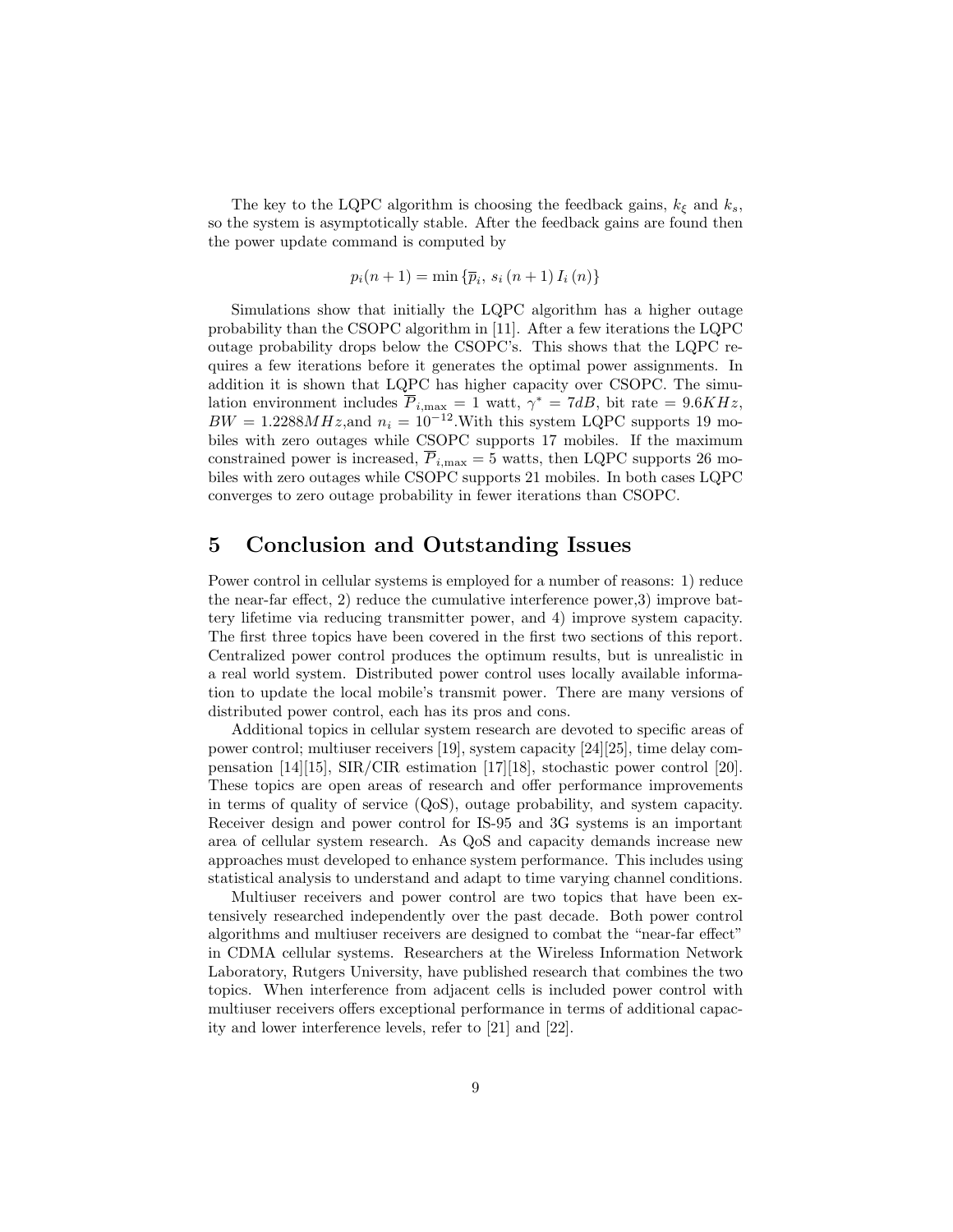The key to the LQPC algorithm is choosing the feedback gains, $k_\xi$ and $k_s$, so the system is asymptotically stable. After the feedback gains are found then the power update command is computed by

$$p_i(n+1) = \min\left\{\overline{p}_i,\ s_i\left(n+1\right)I_i\left(n\right)\right\}$$

Simulations show that initially the LQPC algorithm has a higher outage probability than the CSOPC algorithm in [11]. After a few iterations the LQPC outage probability drops below the CSOPC's. This shows that the LQPC requires a few iterations before it generates the optimal power assignments. In addition it is shown that LQPC has higher capacity over CSOPC. The simulation environment includes $\overline{P}_{i,\max} = 1$ watt, $\gamma^* = 7dB$, bit rate = $9.6KHz$, $BW = 1.2288MHz$,and $n_i = 10^{-12}$.With this system LQPC supports 19 mobiles with zero outages while CSOPC supports 17 mobiles. If the maximum constrained power is increased, $\overline{P}_{i,\max} = 5$ watts, then LQPC supports 26 mobiles with zero outages while CSOPC supports 21 mobiles. In both cases LQPC converges to zero outage probability in fewer iterations than CSOPC.

# 5 Conclusion and Outstanding Issues

Power control in cellular systems is employed for a number of reasons: 1) reduce the near-far effect, 2) reduce the cumulative interference power,3) improve battery lifetime via reducing transmitter power, and 4) improve system capacity. The first three topics have been covered in the first two sections of this report. Centralized power control produces the optimum results, but is unrealistic in a real world system. Distributed power control uses locally available information to update the local mobile's transmit power. There are many versions of distributed power control, each has its pros and cons.

Additional topics in cellular system research are devoted to specific areas of power control; multiuser receivers [19], system capacity [24][25], time delay compensation [14][15], SIR/CIR estimation [17][18], stochastic power control [20]. These topics are open areas of research and offer performance improvements in terms of quality of service (QoS), outage probability, and system capacity. Receiver design and power control for IS-95 and 3G systems is an important area of cellular system research. As QoS and capacity demands increase new approaches must developed to enhance system performance. This includes using statistical analysis to understand and adapt to time varying channel conditions.

Multiuser receivers and power control are two topics that have been extensively researched independently over the past decade. Both power control algorithms and multiuser receivers are designed to combat the "near-far effect" in CDMA cellular systems. Researchers at the Wireless Information Network Laboratory, Rutgers University, have published research that combines the two topics. When interference from adjacent cells is included power control with multiuser receivers offers exceptional performance in terms of additional capacity and lower interference levels, refer to [21] and [22].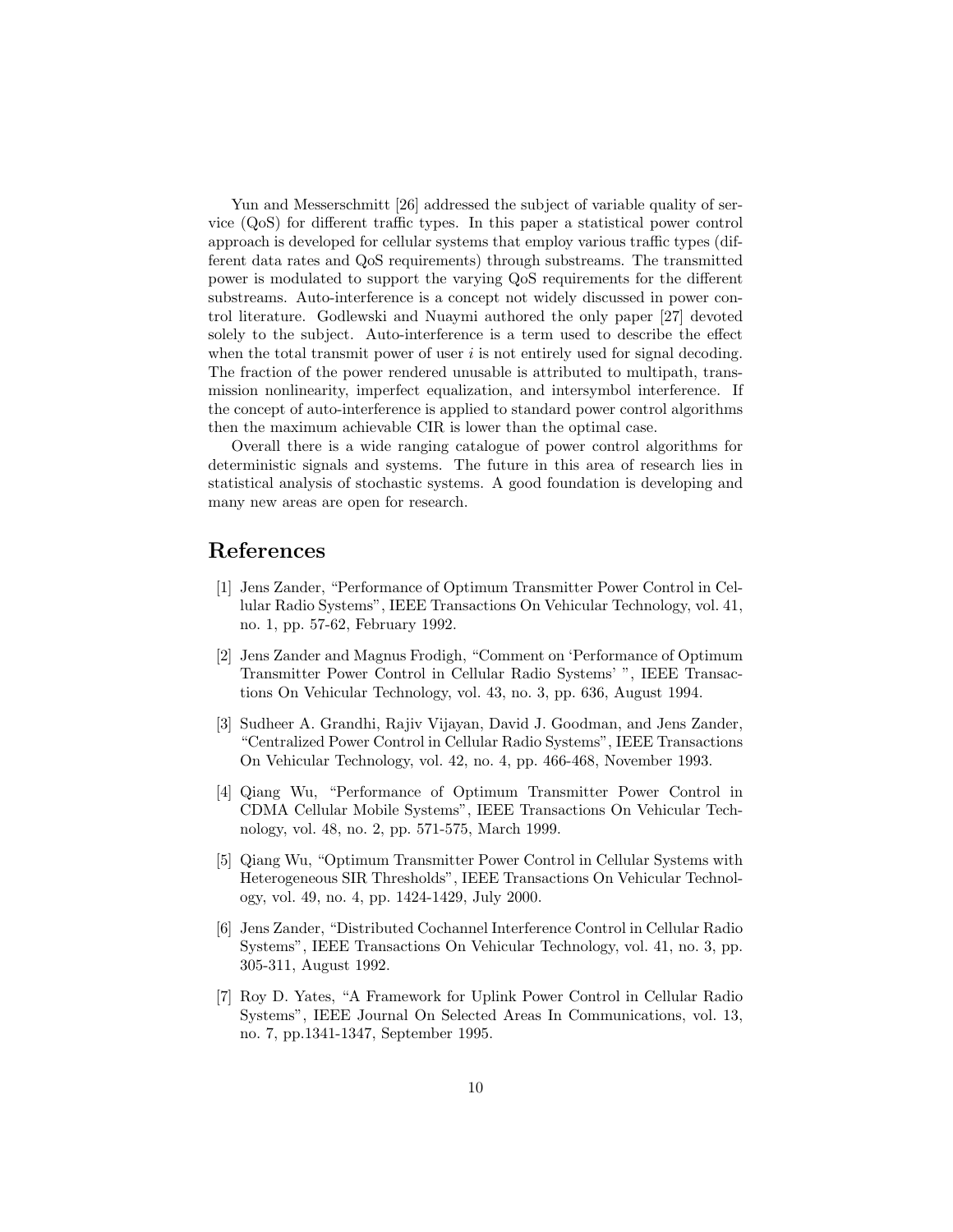Yun and Messerschmitt [26] addressed the subject of variable quality of service (QoS) for different traffic types. In this paper a statistical power control approach is developed for cellular systems that employ various traffic types (different data rates and QoS requirements) through substreams. The transmitted power is modulated to support the varying QoS requirements for the different substreams. Auto-interference is a concept not widely discussed in power control literature. Godlewski and Nuaymi authored the only paper [27] devoted solely to the subject. Auto-interference is a term used to describe the effect when the total transmit power of user $i$ is not entirely used for signal decoding. The fraction of the power rendered unusable is attributed to multipath, transmission nonlinearity, imperfect equalization, and intersymbol interference. If the concept of auto-interference is applied to standard power control algorithms then the maximum achievable CIR is lower than the optimal case.

Overall there is a wide ranging catalogue of power control algorithms for deterministic signals and systems. The future in this area of research lies in statistical analysis of stochastic systems. A good foundation is developing and many new areas are open for research.

## References

[1] Jens Zander, "Performance of Optimum Transmitter Power Control in Cellular Radio Systems", IEEE Transactions On Vehicular Technology, vol. 41, no. 1, pp. 57-62, February 1992.

[2] Jens Zander and Magnus Frodigh, "Comment on 'Performance of Optimum Transmitter Power Control in Cellular Radio Systems' ", IEEE Transactions On Vehicular Technology, vol. 43, no. 3, pp. 636, August 1994.

[3] Sudheer A. Grandhi, Rajiv Vijayan, David J. Goodman, and Jens Zander, "Centralized Power Control in Cellular Radio Systems", IEEE Transactions On Vehicular Technology, vol. 42, no. 4, pp. 466-468, November 1993.

[4] Qiang Wu, "Performance of Optimum Transmitter Power Control in CDMA Cellular Mobile Systems", IEEE Transactions On Vehicular Technology, vol. 48, no. 2, pp. 571-575, March 1999.

[5] Qiang Wu, "Optimum Transmitter Power Control in Cellular Systems with Heterogeneous SIR Thresholds", IEEE Transactions On Vehicular Technology, vol. 49, no. 4, pp. 1424-1429, July 2000.

[6] Jens Zander, "Distributed Cochannel Interference Control in Cellular Radio Systems", IEEE Transactions On Vehicular Technology, vol. 41, no. 3, pp. 305-311, August 1992.

[7] Roy D. Yates, "A Framework for Uplink Power Control in Cellular Radio Systems", IEEE Journal On Selected Areas In Communications, vol. 13, no. 7, pp.1341-1347, September 1995.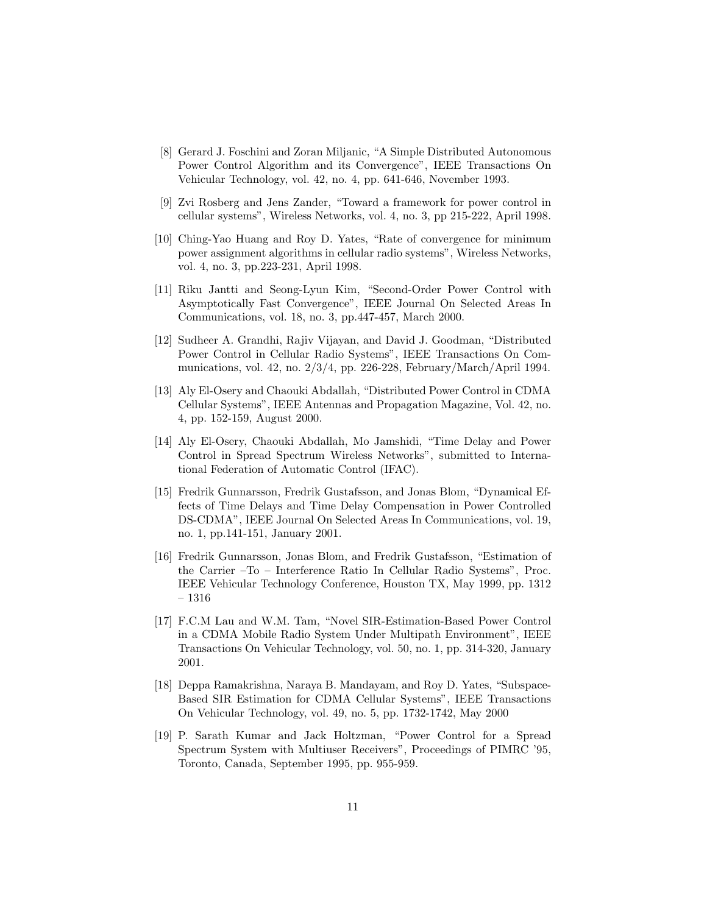[8] Gerard J. Foschini and Zoran Miljanic, “A Simple Distributed Autonomous Power Control Algorithm and its Convergence”, IEEE Transactions On Vehicular Technology, vol. 42, no. 4, pp. 641-646, November 1993.

[9] Zvi Rosberg and Jens Zander, “Toward a framework for power control in cellular systems”, Wireless Networks, vol. 4, no. 3, pp 215-222, April 1998.

[10] Ching-Yao Huang and Roy D. Yates, “Rate of convergence for minimum power assignment algorithms in cellular radio systems”, Wireless Networks, vol. 4, no. 3, pp.223-231, April 1998.

[11] Riku Jantti and Seong-Lyun Kim, “Second-Order Power Control with Asymptotically Fast Convergence”, IEEE Journal On Selected Areas In Communications, vol. 18, no. 3, pp.447-457, March 2000.

[12] Sudheer A. Grandhi, Rajiv Vijayan, and David J. Goodman, “Distributed Power Control in Cellular Radio Systems”, IEEE Transactions On Communications, vol. 42, no. 2/3/4, pp. 226-228, February/March/April 1994.

[13] Aly El-Osery and Chaouki Abdallah, “Distributed Power Control in CDMA Cellular Systems”, IEEE Antennas and Propagation Magazine, Vol. 42, no. 4, pp. 152-159, August 2000.

[14] Aly El-Osery, Chaouki Abdallah, Mo Jamshidi, “Time Delay and Power Control in Spread Spectrum Wireless Networks”, submitted to International Federation of Automatic Control (IFAC).

[15] Fredrik Gunnarsson, Fredrik Gustafsson, and Jonas Blom, “Dynamical Effects of Time Delays and Time Delay Compensation in Power Controlled DS-CDMA”, IEEE Journal On Selected Areas In Communications, vol. 19, no. 1, pp.141-151, January 2001.

[16] Fredrik Gunnarsson, Jonas Blom, and Fredrik Gustafsson, “Estimation of the Carrier –To – Interference Ratio In Cellular Radio Systems”, Proc. IEEE Vehicular Technology Conference, Houston TX, May 1999, pp. 1312 – 1316

[17] F.C.M Lau and W.M. Tam, “Novel SIR-Estimation-Based Power Control in a CDMA Mobile Radio System Under Multipath Environment”, IEEE Transactions On Vehicular Technology, vol. 50, no. 1, pp. 314-320, January 2001.

[18] Deppa Ramakrishna, Naraya B. Mandayam, and Roy D. Yates, “Subspace-Based SIR Estimation for CDMA Cellular Systems”, IEEE Transactions On Vehicular Technology, vol. 49, no. 5, pp. 1732-1742, May 2000

[19] P. Sarath Kumar and Jack Holtzman, “Power Control for a Spread Spectrum System with Multiuser Receivers”, Proceedings of PIMRC '95, Toronto, Canada, September 1995, pp. 955-959.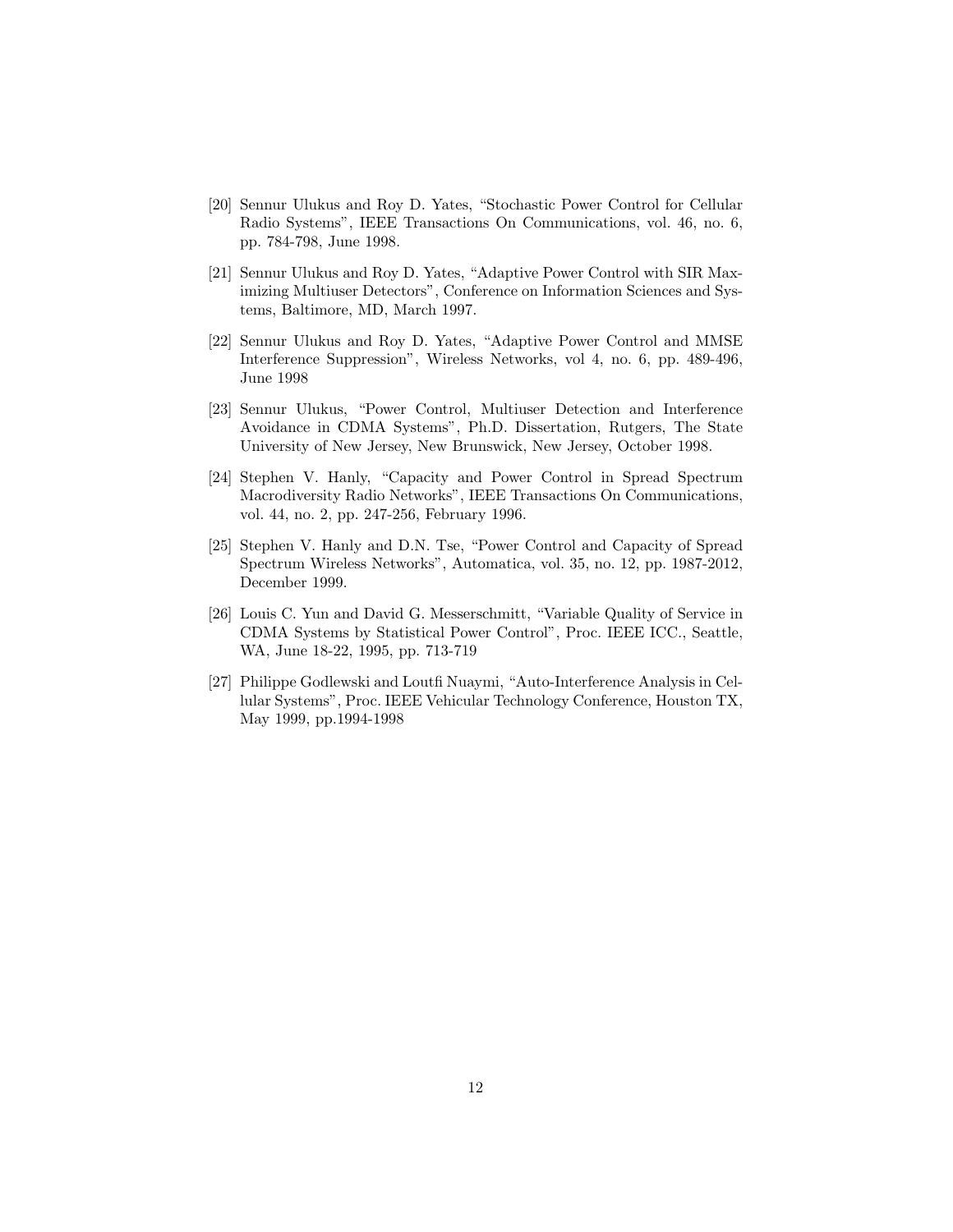[20] Sennur Ulukus and Roy D. Yates, "Stochastic Power Control for Cellular Radio Systems", IEEE Transactions On Communications, vol. 46, no. 6, pp. 784-798, June 1998.

[21] Sennur Ulukus and Roy D. Yates, "Adaptive Power Control with SIR Maximizing Multiuser Detectors", Conference on Information Sciences and Systems, Baltimore, MD, March 1997.

[22] Sennur Ulukus and Roy D. Yates, "Adaptive Power Control and MMSE Interference Suppression", Wireless Networks, vol 4, no. 6, pp. 489-496, June 1998

[23] Sennur Ulukus, "Power Control, Multiuser Detection and Interference Avoidance in CDMA Systems", Ph.D. Dissertation, Rutgers, The State University of New Jersey, New Brunswick, New Jersey, October 1998.

[24] Stephen V. Hanly, "Capacity and Power Control in Spread Spectrum Macrodiversity Radio Networks", IEEE Transactions On Communications, vol. 44, no. 2, pp. 247-256, February 1996.

[25] Stephen V. Hanly and D.N. Tse, "Power Control and Capacity of Spread Spectrum Wireless Networks", Automatica, vol. 35, no. 12, pp. 1987-2012, December 1999.

[26] Louis C. Yun and David G. Messerschmitt, "Variable Quality of Service in CDMA Systems by Statistical Power Control", Proc. IEEE ICC., Seattle, WA, June 18-22, 1995, pp. 713-719

[27] Philippe Godlewski and Loutfi Nuaymi, "Auto-Interference Analysis in Cellular Systems", Proc. IEEE Vehicular Technology Conference, Houston TX, May 1999, pp.1994-1998